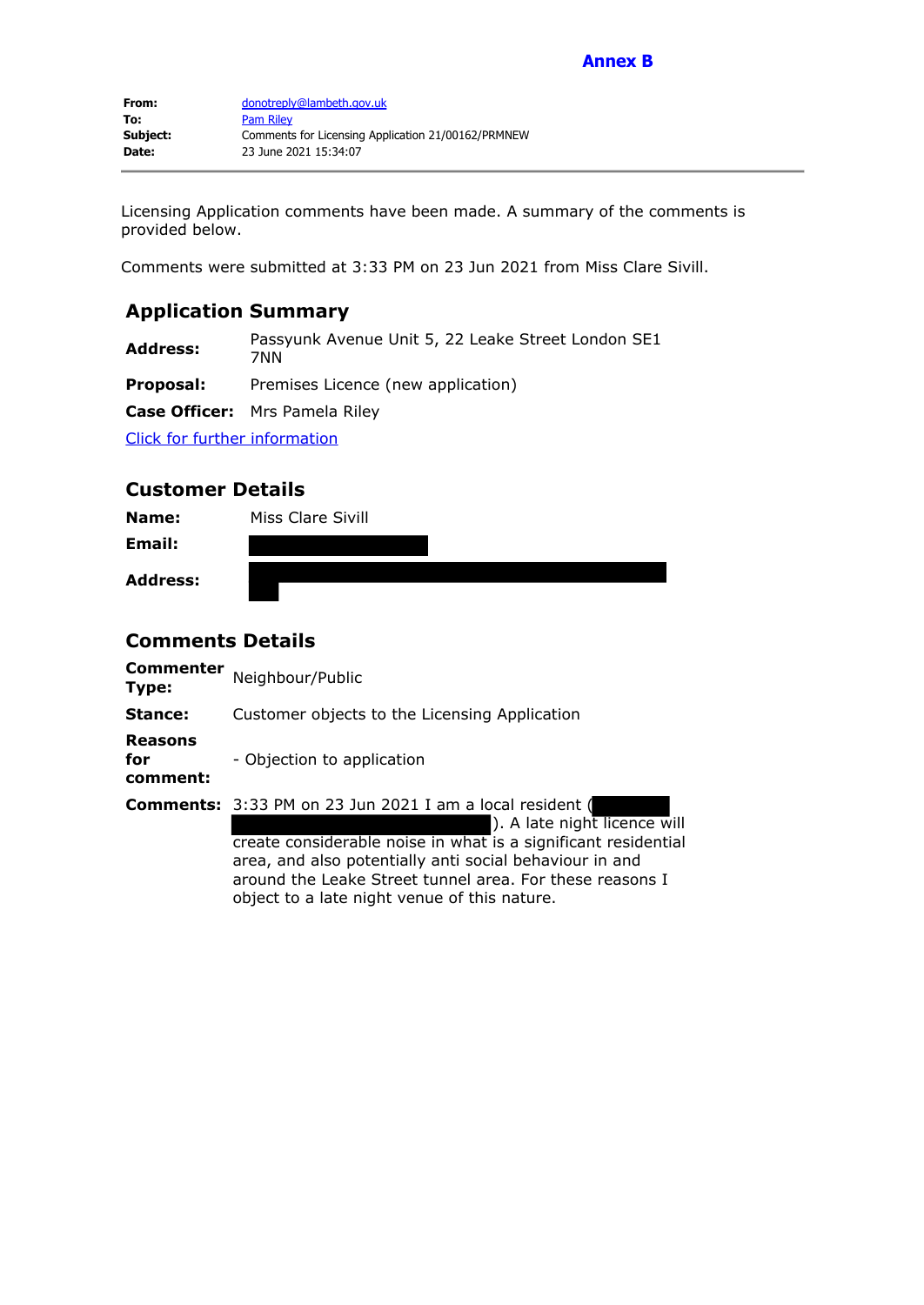**Annex B**

| | |
|---|---|
| **From:** | donotreply@lambeth.gov.uk |
| **To:** | Pam Riley |
| **Subject:** | Comments for Licensing Application 21/00162/PRMNEW |
| **Date:** | 23 June 2021 15:34:07 |

---

Licensing Application comments have been made. A summary of the comments is provided below.

Comments were submitted at 3:33 PM on 23 Jun 2021 from Miss Clare Sivill.

## Application Summary

| | |
|---|---|
| **Address:** | Passyunk Avenue Unit 5, 22 Leake Street London SE1 7NN |
| **Proposal:** | Premises Licence (new application) |
| **Case Officer:** | Mrs Pamela Riley |

Click for further information

## Customer Details

| | |
|---|---|
| **Name:** | Miss Clare Sivill |
| **Email:** | |
| **Address:** | |

## Comments Details

| | |
|---|---|
| **Commenter Type:** | Neighbour/Public |
| **Stance:** | Customer objects to the Licensing Application |
| **Reasons for comment:** | - Objection to application |
| **Comments:** | 3:33 PM on 23 Jun 2021 I am a local resident ( ). A late night licence will create considerable noise in what is a significant residential area, and also potentially anti social behaviour in and around the Leake Street tunnel area. For these reasons I object to a late night venue of this nature. |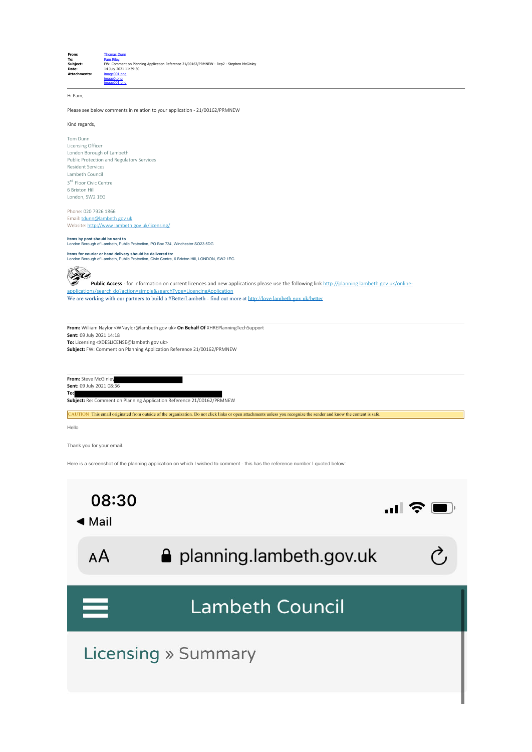**From:** Thomas Dunn
**To:** Pam Riley
**Subject:** FW: Comment on Planning Application Reference 21/00162/PRMNEW - Rep2 - Stephen McGinley
**Date:** 14 July 2021 11:39:30
**Attachments:** image001.png
image0.png
image001.png

---

Hi Pam,

Please see below comments in relation to your application - 21/00162/PRMNEW

Kind regards,

Tom Dunn
Licensing Officer
London Borough of Lambeth
Public Protection and Regulatory Services
Resident Services
Lambeth Council
3rd Floor Civic Centre
6 Brixton Hill
London, SW2 1EG

Phone: 020 7926 1866
Email: tdunn@lambeth.gov.uk
Website: http://www.lambeth.gov.uk/licensing/

**Items by post should be sent to**
London Borough of Lambeth, Public Protection, PO Box 734, Winchester SO23 5DG

**Items for courier or hand delivery should be delivered to:**
London Borough of Lambeth, Public Protection, Civic Centre, 6 Brixton Hill, LONDON, SW2 1EG

**Public Access** - for information on current licences and new applications please use the following link http://planning.lambeth.gov.uk/online-applications/search.do?action=simple&searchType=LicencingApplication
We are working with our partners to build a #BetterLambeth - find out more at http://love.lambeth.gov.uk/better

---

**From:** William Naylor <WNaylor@lambeth.gov.uk> **On Behalf Of** XHREPlanningTechSupport
**Sent:** 09 July 2021 14:18
**To:** Licensing <XDESLICENSE@lambeth.gov.uk>
**Subject:** FW: Comment on Planning Application Reference 21/00162/PRMNEW

---

**From:** Steve McGinley [REDACTED]
**Sent:** 09 July 2021 08:36
**To:** [REDACTED]
**Subject:** Re: Comment on Planning Application Reference 21/00162/PRMNEW

CAUTION This email originated from outside of the organization. Do not click links or open attachments unless you recognize the sender and know the content is safe.

Hello

Thank you for your email.

Here is a screenshot of the planning application on which I wished to comment - this has the reference number I quoted below:

08:30
◀ Mail

AA planning.lambeth.gov.uk

Lambeth Council

Licensing » Summary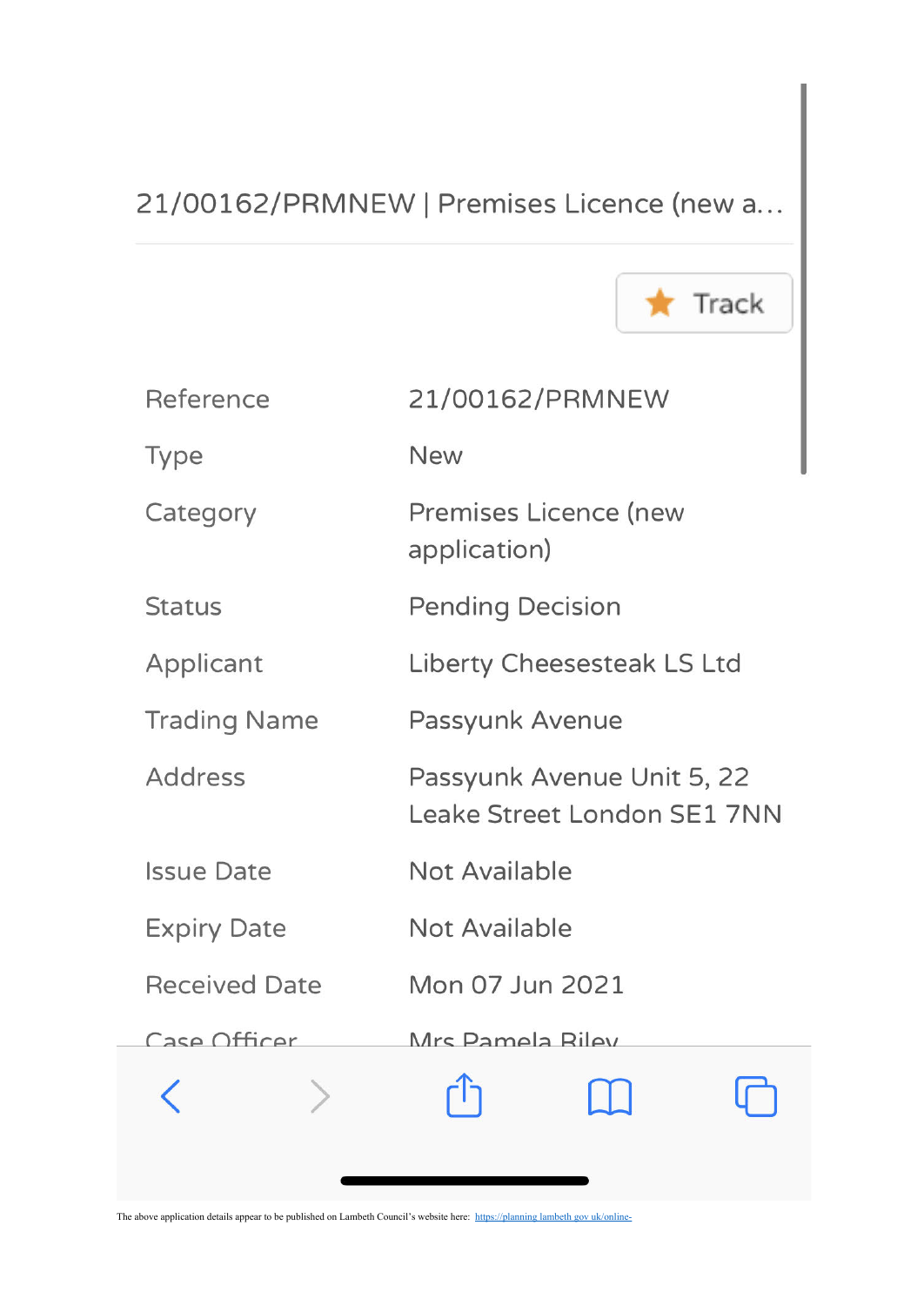21/00162/PRMNEW | Premises Licence (new a...

Track

| Reference | 21/00162/PRMNEW |
|---|---|
| Type | New |
| Category | Premises Licence (new application) |
| Status | Pending Decision |
| Applicant | Liberty Cheesesteak LS Ltd |
| Trading Name | Passyunk Avenue |
| Address | Passyunk Avenue Unit 5, 22 Leake Street London SE1 7NN |
| Issue Date | Not Available |
| Expiry Date | Not Available |
| Received Date | Mon 07 Jun 2021 |
| Case Officer | Mrs Pamela Riley |

The above application details appear to be published on Lambeth Council's website here: https://planning.lambeth.gov.uk/online-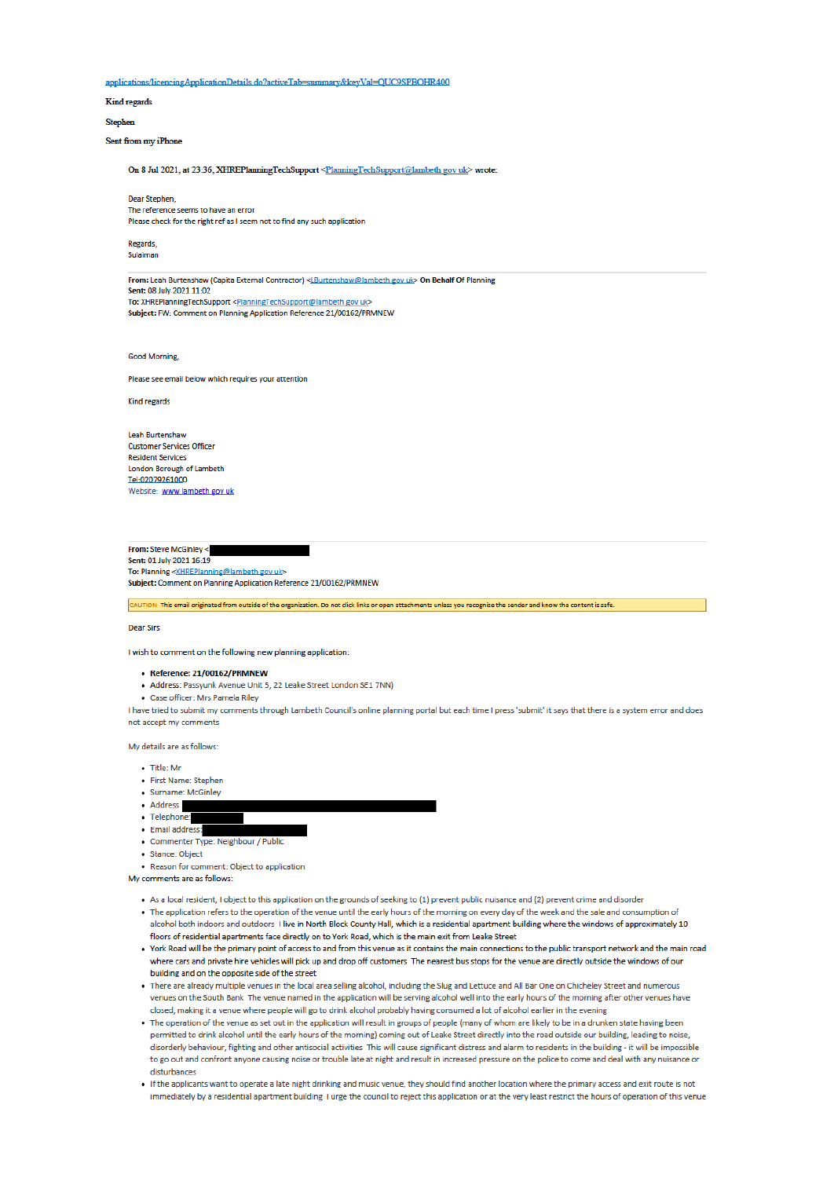applications/licencingApplicationDetails.do?activeTab=summary&keyVal=QUC9SPBOHR400

Kind regards

Stephen

Sent from my iPhone

On 8 Jul 2021, at 23:36, XHREPlanningTechSupport <PlanningTechSupport@lambeth.gov.uk> wrote:

Dear Stephen,
The reference seems to have an error
Please check for the right ref as I seem not to find any such application

Regards,
Sulaiman

**From:** Leah Burtenshaw (Capita External Contractor) <LBurtenshaw@lambeth.gov.uk> **On Behalf Of** Planning
**Sent:** 08 July 2021 11:02
**To:** XHREPlanningTechSupport <PlanningTechSupport@lambeth.gov.uk>
**Subject:** FW: Comment on Planning Application Reference 21/00162/PRMNEW

Good Morning,

Please see email below which requires your attention

Kind regards

Leah Burtenshaw
Customer Services Officer
Resident Services
London Borough of Lambeth
Tel:02079261000
Website: www.lambeth.gov.uk

**From:** Steve McGinley <[REDACTED]
**Sent:** 01 July 2021 16:19
**To:** Planning <XHREPlanning@lambeth.gov.uk>
**Subject:** Comment on Planning Application Reference 21/00162/PRMNEW

CAUTION: This email originated from outside of the organization. Do not click links or open attachments unless you recognize the sender and know the content is safe.

Dear Sirs

I wish to comment on the following new planning application:

- **Reference: 21/00162/PRMNEW**
- Address: Passyunk Avenue Unit 5, 22 Leake Street London SE1 7NN)
- Case officer: Mrs Pamela Riley

I have tried to submit my comments through Lambeth Council's online planning portal but each time I press 'submit' it says that there is a system error and does not accept my comments

My details are as follows:

- Title: Mr
- First Name: Stephen
- Surname: McGinley
- Address [REDACTED]
- Telephone: [REDACTED]
- Email address: [REDACTED]
- Commenter Type: Neighbour / Public
- Stance: Object
- Reason for comment: Object to application

My comments are as follows:

- As a local resident, I object to this application on the grounds of seeking to (1) prevent public nuisance and (2) prevent crime and disorder
- The application refers to the operation of the venue until the early hours of the morning on every day of the week and the sale and consumption of alcohol both indoors and outdoors. I live in North Block County Hall, which is a residential apartment building where the windows of approximately 10 floors of residential apartments face directly on to York Road, which is the main exit from Leake Street
- York Road will be the primary point of access to and from this venue as it contains the main connections to the public transport network and the main road where cars and private hire vehicles will pick up and drop off customers. The nearest bus stops for the venue are directly outside the windows of our building and on the opposite side of the street
- There are already multiple venues in the local area selling alcohol, including the Slug and Lettuce and All Bar One on Chicheley Street and numerous venues on the South Bank. The venue named in the application will be serving alcohol well into the early hours of the morning after other venues have closed, making it a venue where people will go to drink alcohol probably having consumed a lot of alcohol earlier in the evening
- The operation of the venue as set out in the application will result in groups of people (many of whom are likely to be in a drunken state having been permitted to drink alcohol until the early hours of the morning) coming out of Leake Street directly into the road outside our building, leading to noise, disorderly behaviour, fighting and other antisocial activities. This will cause significant distress and alarm to residents in the building - it will be impossible to go out and confront anyone causing noise or trouble late at night and result in increased pressure on the police to come and deal with any nuisance or disturbances
- If the applicants want to operate a late night drinking and music venue, they should find another location where the primary access and exit route is not immediately by a residential apartment building. I urge the council to reject this application or at the very least restrict the hours of operation of this venue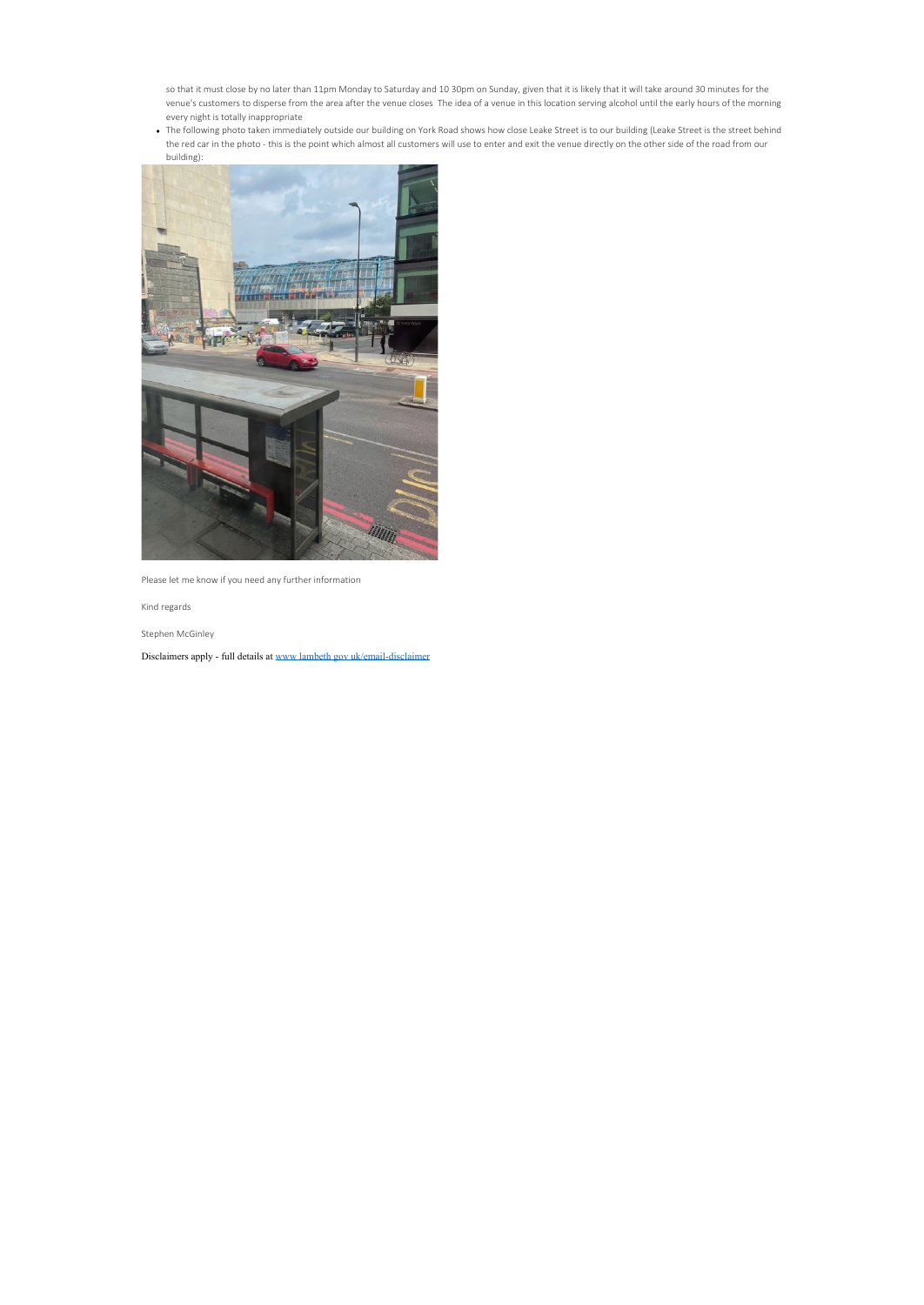so that it must close by no later than 11pm Monday to Saturday and 10 30pm on Sunday, given that it is likely that it will take around 30 minutes for the venue's customers to disperse from the area after the venue closes The idea of a venue in this location serving alcohol until the early hours of the morning every night is totally inappropriate

- The following photo taken immediately outside our building on York Road shows how close Leake Street is to our building (Leake Street is the street behind the red car in the photo - this is the point which almost all customers will use to enter and exit the venue directly on the other side of the road from our building):

Please let me know if you need any further information

Kind regards

Stephen McGinley

Disclaimers apply - full details at www lambeth gov uk/email-disclaimer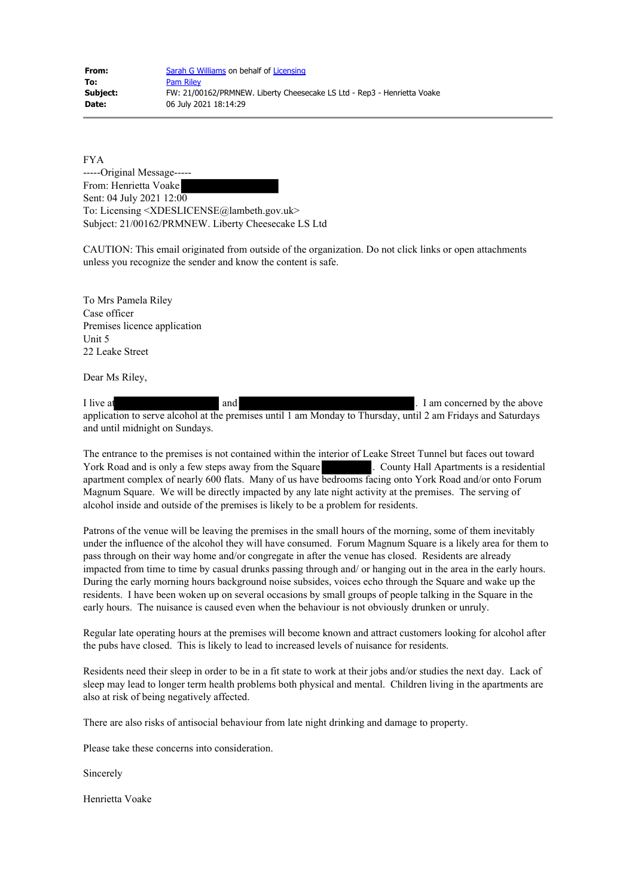**From:** Sarah G Williams on behalf of Licensing
**To:** Pam Riley
**Subject:** FW: 21/00162/PRMNEW. Liberty Cheesecake LS Ltd - Rep3 - Henrietta Voake
**Date:** 06 July 2021 18:14:29

---

FYA

-----Original Message-----
From: Henrietta Voake
Sent: 04 July 2021 12:00
To: Licensing <XDESLICENSE@lambeth.gov.uk>
Subject: 21/00162/PRMNEW. Liberty Cheesecake LS Ltd

CAUTION: This email originated from outside of the organization. Do not click links or open attachments unless you recognize the sender and know the content is safe.

To Mrs Pamela Riley
Case officer
Premises licence application
Unit 5
22 Leake Street

Dear Ms Riley,

I live at and . I am concerned by the above application to serve alcohol at the premises until 1 am Monday to Thursday, until 2 am Fridays and Saturdays and until midnight on Sundays.

The entrance to the premises is not contained within the interior of Leake Street Tunnel but faces out toward York Road and is only a few steps away from the Square . County Hall Apartments is a residential apartment complex of nearly 600 flats. Many of us have bedrooms facing onto York Road and/or onto Forum Magnum Square. We will be directly impacted by any late night activity at the premises. The serving of alcohol inside and outside of the premises is likely to be a problem for residents.

Patrons of the venue will be leaving the premises in the small hours of the morning, some of them inevitably under the influence of the alcohol they will have consumed. Forum Magnum Square is a likely area for them to pass through on their way home and/or congregate in after the venue has closed. Residents are already impacted from time to time by casual drunks passing through and/ or hanging out in the area in the early hours. During the early morning hours background noise subsides, voices echo through the Square and wake up the residents. I have been woken up on several occasions by small groups of people talking in the Square in the early hours. The nuisance is caused even when the behaviour is not obviously drunken or unruly.

Regular late operating hours at the premises will become known and attract customers looking for alcohol after the pubs have closed. This is likely to lead to increased levels of nuisance for residents.

Residents need their sleep in order to be in a fit state to work at their jobs and/or studies the next day. Lack of sleep may lead to longer term health problems both physical and mental. Children living in the apartments are also at risk of being negatively affected.

There are also risks of antisocial behaviour from late night drinking and damage to property.

Please take these concerns into consideration.

Sincerely

Henrietta Voake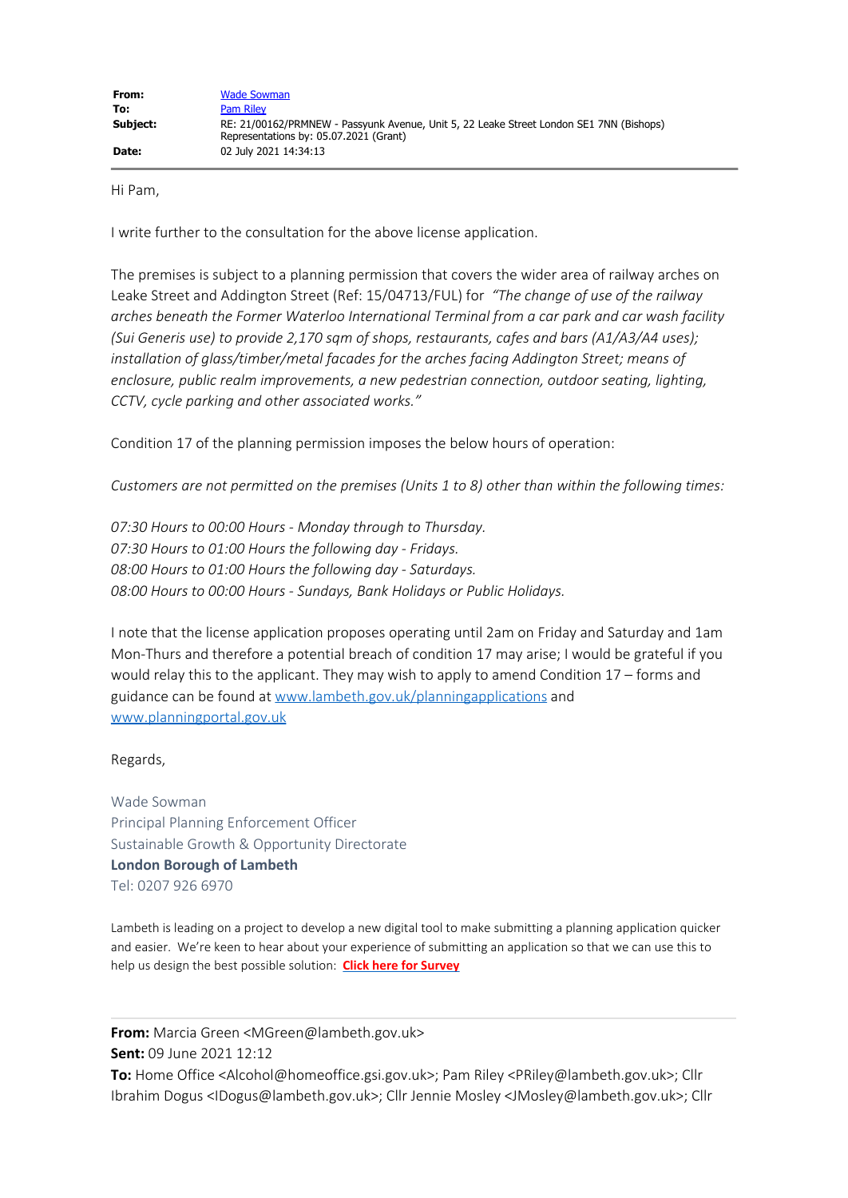| | |
|---|---|
| **From:** | Wade Sowman |
| **To:** | Pam Riley |
| **Subject:** | RE: 21/00162/PRMNEW - Passyunk Avenue, Unit 5, 22 Leake Street London SE1 7NN (Bishops) Representations by: 05.07.2021 (Grant) |
| **Date:** | 02 July 2021 14:34:13 |

Hi Pam,

I write further to the consultation for the above license application.

The premises is subject to a planning permission that covers the wider area of railway arches on Leake Street and Addington Street (Ref: 15/04713/FUL) for *"The change of use of the railway arches beneath the Former Waterloo International Terminal from a car park and car wash facility (Sui Generis use) to provide 2,170 sqm of shops, restaurants, cafes and bars (A1/A3/A4 uses); installation of glass/timber/metal facades for the arches facing Addington Street; means of enclosure, public realm improvements, a new pedestrian connection, outdoor seating, lighting, CCTV, cycle parking and other associated works."*

Condition 17 of the planning permission imposes the below hours of operation:

*Customers are not permitted on the premises (Units 1 to 8) other than within the following times:*

*07:30 Hours to 00:00 Hours - Monday through to Thursday.*
*07:30 Hours to 01:00 Hours the following day - Fridays.*
*08:00 Hours to 01:00 Hours the following day - Saturdays.*
*08:00 Hours to 00:00 Hours - Sundays, Bank Holidays or Public Holidays.*

I note that the license application proposes operating until 2am on Friday and Saturday and 1am Mon-Thurs and therefore a potential breach of condition 17 may arise; I would be grateful if you would relay this to the applicant. They may wish to apply to amend Condition 17 – forms and guidance can be found at www.lambeth.gov.uk/planningapplications and www.planningportal.gov.uk

Regards,

Wade Sowman
Principal Planning Enforcement Officer
Sustainable Growth & Opportunity Directorate
**London Borough of Lambeth**
Tel: 0207 926 6970

Lambeth is leading on a project to develop a new digital tool to make submitting a planning application quicker and easier. We're keen to hear about your experience of submitting an application so that we can use this to help us design the best possible solution: **Click here for Survey**

---

**From:** Marcia Green <MGreen@lambeth.gov.uk>
**Sent:** 09 June 2021 12:12
**To:** Home Office <Alcohol@homeoffice.gsi.gov.uk>; Pam Riley <PRiley@lambeth.gov.uk>; Cllr Ibrahim Dogus <IDogus@lambeth.gov.uk>; Cllr Jennie Mosley <JMosley@lambeth.gov.uk>; Cllr